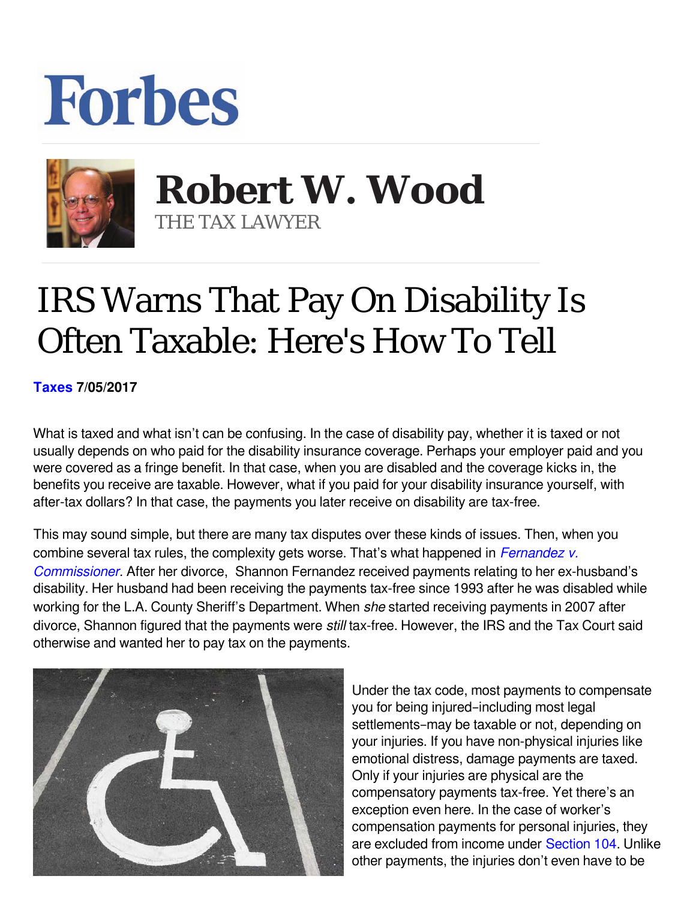# Forbes

**Robert W. Wood**
THE TAX LAWYER

# IRS Warns That Pay On Disability Is Often Taxable: Here's How To Tell

**Taxes 7/05/2017**

What is taxed and what isn't can be confusing. In the case of disability pay, whether it is taxed or not usually depends on who paid for the disability insurance coverage. Perhaps your employer paid and you were covered as a fringe benefit. In that case, when you are disabled and the coverage kicks in, the benefits you receive are taxable. However, what if you paid for your disability insurance yourself, with after-tax dollars? In that case, the payments you later receive on disability are tax-free.

This may sound simple, but there are many tax disputes over these kinds of issues. Then, when you combine several tax rules, the complexity gets worse. That's what happened in *Fernandez v. Commissioner*. After her divorce, Shannon Fernandez received payments relating to her ex-husband's disability. Her husband had been receiving the payments tax-free since 1993 after he was disabled while working for the L.A. County Sheriff's Department. When *she* started receiving payments in 2007 after divorce, Shannon figured that the payments were *still* tax-free. However, the IRS and the Tax Court said otherwise and wanted her to pay tax on the payments.

Under the tax code, most payments to compensate you for being injured–including most legal settlements–may be taxable or not, depending on your injuries. If you have non-physical injuries like emotional distress, damage payments are taxed. Only if your injuries are physical are the compensatory payments tax-free. Yet there's an exception even here. In the case of worker's compensation payments for personal injuries, they are excluded from income under Section 104. Unlike other payments, the injuries don't even have to be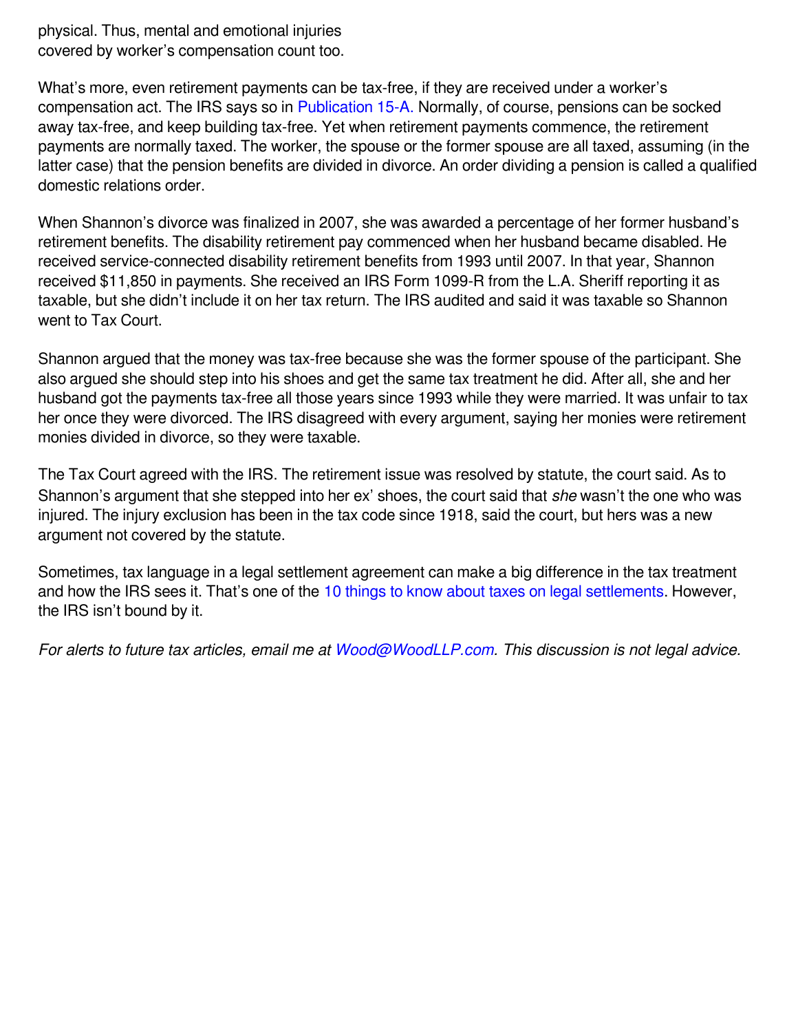physical. Thus, mental and emotional injuries covered by worker's compensation count too.

What's more, even retirement payments can be tax-free, if they are received under a worker's compensation act. The IRS says so in Publication 15-A. Normally, of course, pensions can be socked away tax-free, and keep building tax-free. Yet when retirement payments commence, the retirement payments are normally taxed. The worker, the spouse or the former spouse are all taxed, assuming (in the latter case) that the pension benefits are divided in divorce. An order dividing a pension is called a qualified domestic relations order.

When Shannon's divorce was finalized in 2007, she was awarded a percentage of her former husband's retirement benefits. The disability retirement pay commenced when her husband became disabled. He received service-connected disability retirement benefits from 1993 until 2007. In that year, Shannon received $11,850 in payments. She received an IRS Form 1099-R from the L.A. Sheriff reporting it as taxable, but she didn't include it on her tax return. The IRS audited and said it was taxable so Shannon went to Tax Court.

Shannon argued that the money was tax-free because she was the former spouse of the participant. She also argued she should step into his shoes and get the same tax treatment he did. After all, she and her husband got the payments tax-free all those years since 1993 while they were married. It was unfair to tax her once they were divorced. The IRS disagreed with every argument, saying her monies were retirement monies divided in divorce, so they were taxable.

The Tax Court agreed with the IRS. The retirement issue was resolved by statute, the court said. As to Shannon's argument that she stepped into her ex' shoes, the court said that *she* wasn't the one who was injured. The injury exclusion has been in the tax code since 1918, said the court, but hers was a new argument not covered by the statute.

Sometimes, tax language in a legal settlement agreement can make a big difference in the tax treatment and how the IRS sees it. That's one of the 10 things to know about taxes on legal settlements. However, the IRS isn't bound by it.

*For alerts to future tax articles, email me at Wood@WoodLLP.com. This discussion is not legal advice.*